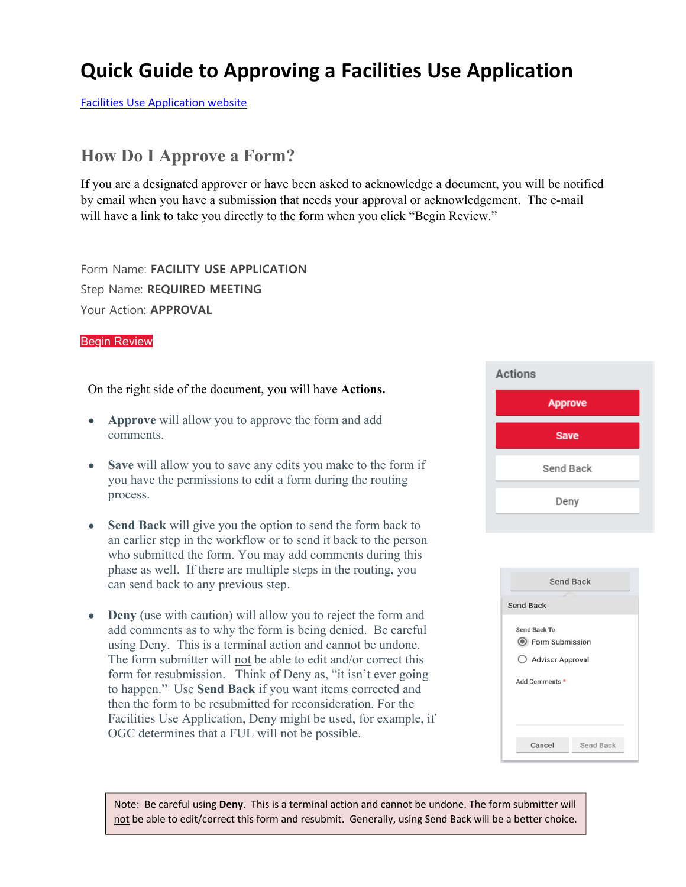# Quick Guide to Approving a Facilities Use Application

[Facilities Use Application website]

## How Do I Approve a Form?

If you are a designated approver or have been asked to acknowledge a document, you will be notified by email when you have a submission that needs your approval or acknowledgement. The e-mail will have a link to take you directly to the form when you click "Begin Review."

Form Name: **FACILITY USE APPLICATION**

Step Name: **REQUIRED MEETING**

Your Action: **APPROVAL**

Begin Review

On the right side of the document, you will have **Actions.**

- **Approve** will allow you to approve the form and add comments.

- **Save** will allow you to save any edits you make to the form if you have the permissions to edit a form during the routing process.

- **Send Back** will give you the option to send the form back to an earlier step in the workflow or to send it back to the person who submitted the form. You may add comments during this phase as well. If there are multiple steps in the routing, you can send back to any previous step.

- **Deny** (use with caution) will allow you to reject the form and add comments as to why the form is being denied. Be careful using Deny. This is a terminal action and cannot be undone. The form submitter will <u>not</u> be able to edit and/or correct this form for resubmission. Think of Deny as, "it isn't ever going to happen." Use **Send Back** if you want items corrected and then the form to be resubmitted for reconsideration. For the Facilities Use Application, Deny might be used, for example, if OGC determines that a FUL will not be possible.

Actions

- Approve
- Save
- Send Back
- Deny

Send Back

Send Back

Send Back To

- (•) Form Submission
- ( ) Advisor Approval

Add Comments *

Cancel | Send Back

> Note: Be careful using **Deny**. This is a terminal action and cannot be undone. The form submitter will <u>not</u> be able to edit/correct this form and resubmit. Generally, using Send Back will be a better choice.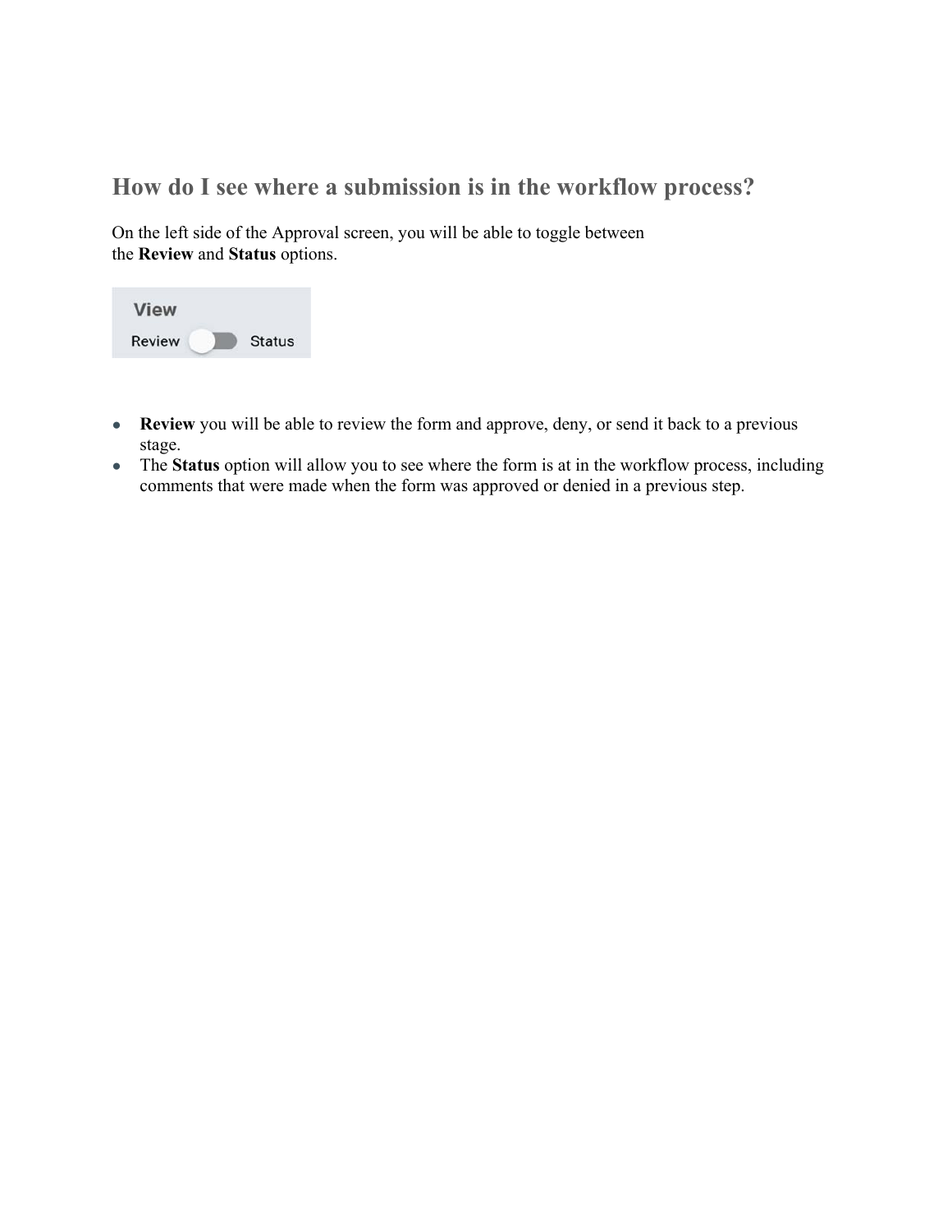## How do I see where a submission is in the workflow process?

On the left side of the Approval screen, you will be able to toggle between the **Review** and **Status** options.

- **Review** you will be able to review the form and approve, deny, or send it back to a previous stage.
- The **Status** option will allow you to see where the form is at in the workflow process, including comments that were made when the form was approved or denied in a previous step.